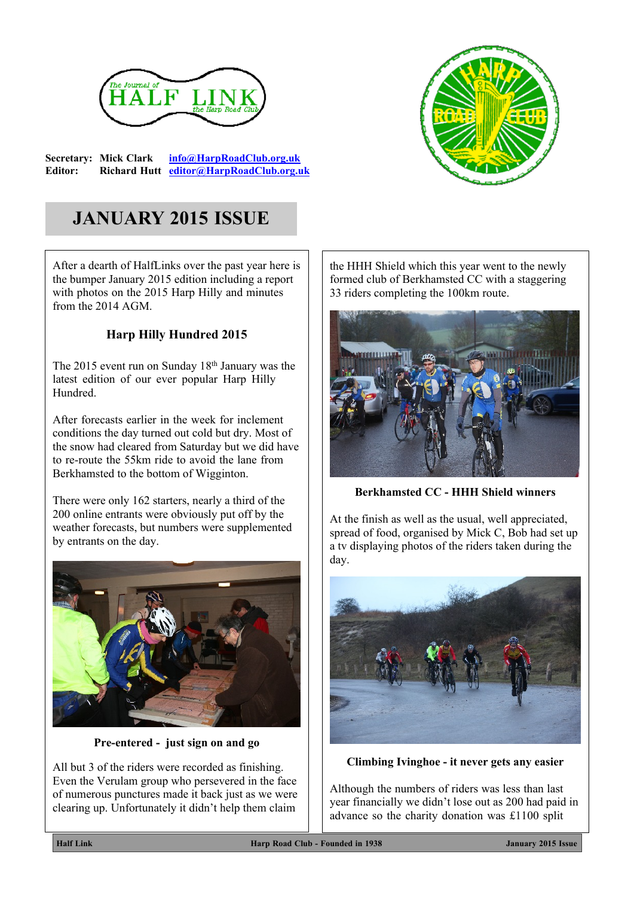The Journal of HALF LINK the Harp Road Club

**Secretary:** Mick Clark info@HarpRoadClub.org.uk
**Editor:** Richard Hutt editor@HarpRoadClub.org.uk

# JANUARY 2015 ISSUE

After a dearth of HalfLinks over the past year here is the bumper January 2015 edition including a report with photos on the 2015 Harp Hilly and minutes from the 2014 AGM.

## Harp Hilly Hundred 2015

The 2015 event run on Sunday 18th January was the latest edition of our ever popular Harp Hilly Hundred.

After forecasts earlier in the week for inclement conditions the day turned out cold but dry. Most of the snow had cleared from Saturday but we did have to re-route the 55km ride to avoid the lane from Berkhamsted to the bottom of Wigginton.

There were only 162 starters, nearly a third of the 200 online entrants were obviously put off by the weather forecasts, but numbers were supplemented by entrants on the day.

**Pre-entered - just sign on and go**

All but 3 of the riders were recorded as finishing. Even the Verulam group who persevered in the face of numerous punctures made it back just as we were clearing up. Unfortunately it didn't help them claim the HHH Shield which this year went to the newly formed club of Berkhamsted CC with a staggering 33 riders completing the 100km route.

**Berkhamsted CC - HHH Shield winners**

At the finish as well as the usual, well appreciated, spread of food, organised by Mick C, Bob had set up a tv displaying photos of the riders taken during the day.

**Climbing Ivinghoe - it never gets any easier**

Although the numbers of riders was less than last year financially we didn't lose out as 200 had paid in advance so the charity donation was £1100 split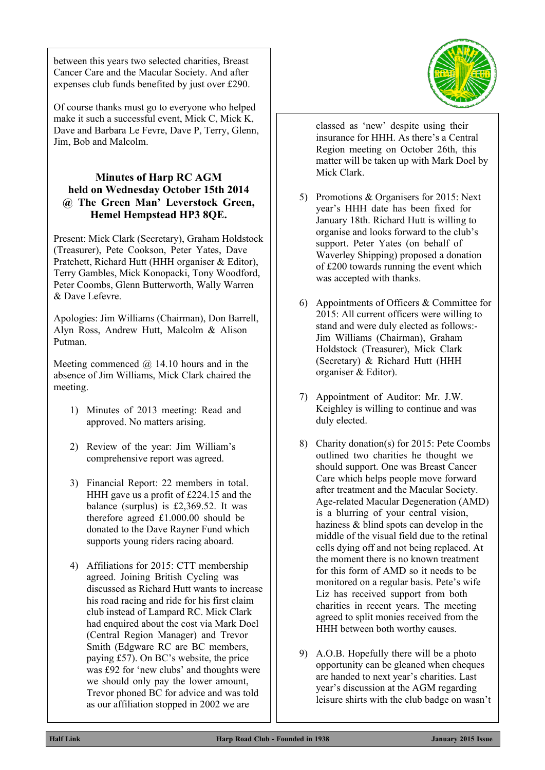between this years two selected charities, Breast Cancer Care and the Macular Society. And after expenses club funds benefited by just over £290.

Of course thanks must go to everyone who helped make it such a successful event, Mick C, Mick K, Dave and Barbara Le Fevre, Dave P, Terry, Glenn, Jim, Bob and Malcolm.

## Minutes of Harp RC AGM held on Wednesday October 15th 2014 @ The Green Man' Leverstock Green, Hemel Hempstead HP3 8QE.

Present: Mick Clark (Secretary), Graham Holdstock (Treasurer), Pete Cookson, Peter Yates, Dave Pratchett, Richard Hutt (HHH organiser & Editor), Terry Gambles, Mick Konopacki, Tony Woodford, Peter Coombs, Glenn Butterworth, Wally Warren & Dave Lefevre.

Apologies: Jim Williams (Chairman), Don Barrell, Alyn Ross, Andrew Hutt, Malcolm & Alison Putman.

Meeting commenced @ 14.10 hours and in the absence of Jim Williams, Mick Clark chaired the meeting.

1) Minutes of 2013 meeting: Read and approved. No matters arising.

2) Review of the year: Jim William's comprehensive report was agreed.

3) Financial Report: 22 members in total. HHH gave us a profit of £224.15 and the balance (surplus) is £2,369.52. It was therefore agreed £1.000.00 should be donated to the Dave Rayner Fund which supports young riders racing aboard.

4) Affiliations for 2015: CTT membership agreed. Joining British Cycling was discussed as Richard Hutt wants to increase his road racing and ride for his first claim club instead of Lampard RC. Mick Clark had enquired about the cost via Mark Doel (Central Region Manager) and Trevor Smith (Edgware RC are BC members, paying £57). On BC's website, the price was £92 for 'new clubs' and thoughts were we should only pay the lower amount, Trevor phoned BC for advice and was told as our affiliation stopped in 2002 we are classed as 'new' despite using their insurance for HHH. As there's a Central Region meeting on October 26th, this matter will be taken up with Mark Doel by Mick Clark.

5) Promotions & Organisers for 2015: Next year's HHH date has been fixed for January 18th. Richard Hutt is willing to organise and looks forward to the club's support. Peter Yates (on behalf of Waverley Shipping) proposed a donation of £200 towards running the event which was accepted with thanks.

6) Appointments of Officers & Committee for 2015: All current officers were willing to stand and were duly elected as follows:- Jim Williams (Chairman), Graham Holdstock (Treasurer), Mick Clark (Secretary) & Richard Hutt (HHH organiser & Editor).

7) Appointment of Auditor: Mr. J.W. Keighley is willing to continue and was duly elected.

8) Charity donation(s) for 2015: Pete Coombs outlined two charities he thought we should support. One was Breast Cancer Care which helps people move forward after treatment and the Macular Society. Age-related Macular Degeneration (AMD) is a blurring of your central vision, haziness & blind spots can develop in the middle of the visual field due to the retinal cells dying off and not being replaced. At the moment there is no known treatment for this form of AMD so it needs to be monitored on a regular basis. Pete's wife Liz has received support from both charities in recent years. The meeting agreed to split monies received from the HHH between both worthy causes.

9) A.O.B. Hopefully there will be a photo opportunity can be gleaned when cheques are handed to next year's charities. Last year's discussion at the AGM regarding leisure shirts with the club badge on wasn't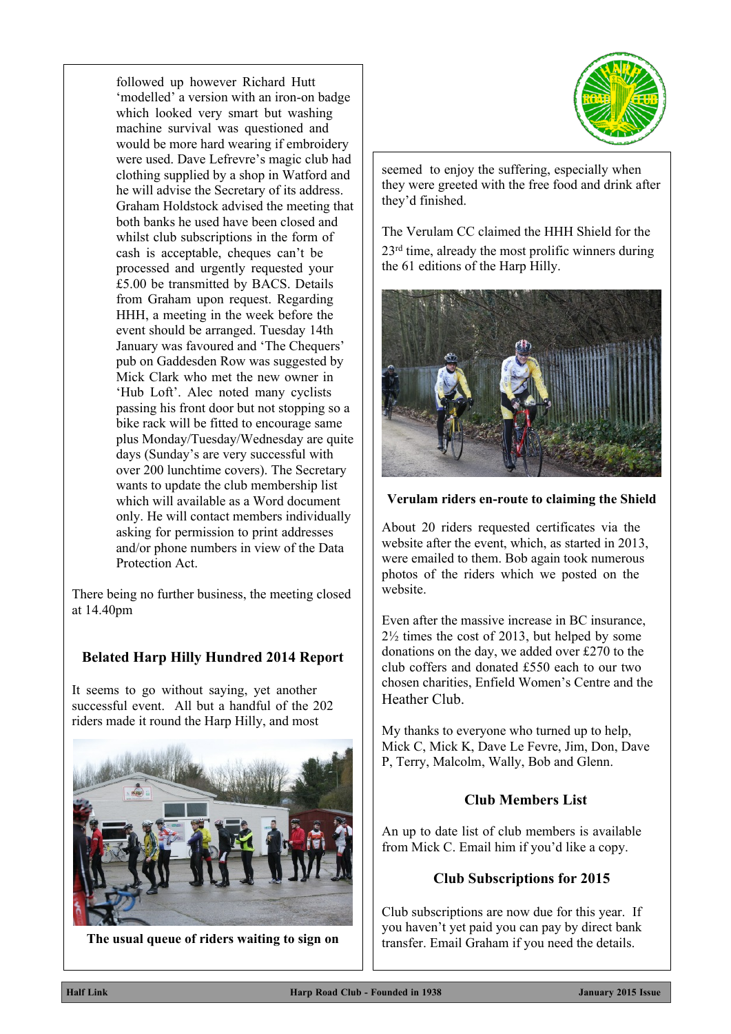followed up however Richard Hutt 'modelled' a version with an iron-on badge which looked very smart but washing machine survival was questioned and would be more hard wearing if embroidery were used. Dave Lefrevre's magic club had clothing supplied by a shop in Watford and he will advise the Secretary of its address. Graham Holdstock advised the meeting that both banks he used have been closed and whilst club subscriptions in the form of cash is acceptable, cheques can't be processed and urgently requested your £5.00 be transmitted by BACS. Details from Graham upon request. Regarding HHH, a meeting in the week before the event should be arranged. Tuesday 14th January was favoured and 'The Chequers' pub on Gaddesden Row was suggested by Mick Clark who met the new owner in 'Hub Loft'. Alec noted many cyclists passing his front door but not stopping so a bike rack will be fitted to encourage same plus Monday/Tuesday/Wednesday are quite days (Sunday's are very successful with over 200 lunchtime covers). The Secretary wants to update the club membership list which will available as a Word document only. He will contact members individually asking for permission to print addresses and/or phone numbers in view of the Data Protection Act.

There being no further business, the meeting closed at 14.40pm

### Belated Harp Hilly Hundred 2014 Report

It seems to go without saying, yet another successful event. All but a handful of the 202 riders made it round the Harp Hilly, and most seemed to enjoy the suffering, especially when they were greeted with the free food and drink after they'd finished.

**The usual queue of riders waiting to sign on**

The Verulam CC claimed the HHH Shield for the 23rd time, already the most prolific winners during the 61 editions of the Harp Hilly.

**Verulam riders en-route to claiming the Shield**

About 20 riders requested certificates via the website after the event, which, as started in 2013, were emailed to them. Bob again took numerous photos of the riders which we posted on the website.

Even after the massive increase in BC insurance, 2½ times the cost of 2013, but helped by some donations on the day, we added over £270 to the club coffers and donated £550 each to our two chosen charities, Enfield Women's Centre and the Heather Club.

My thanks to everyone who turned up to help, Mick C, Mick K, Dave Le Fevre, Jim, Don, Dave P, Terry, Malcolm, Wally, Bob and Glenn.

### Club Members List

An up to date list of club members is available from Mick C. Email him if you'd like a copy.

### Club Subscriptions for 2015

Club subscriptions are now due for this year. If you haven't yet paid you can pay by direct bank transfer. Email Graham if you need the details.